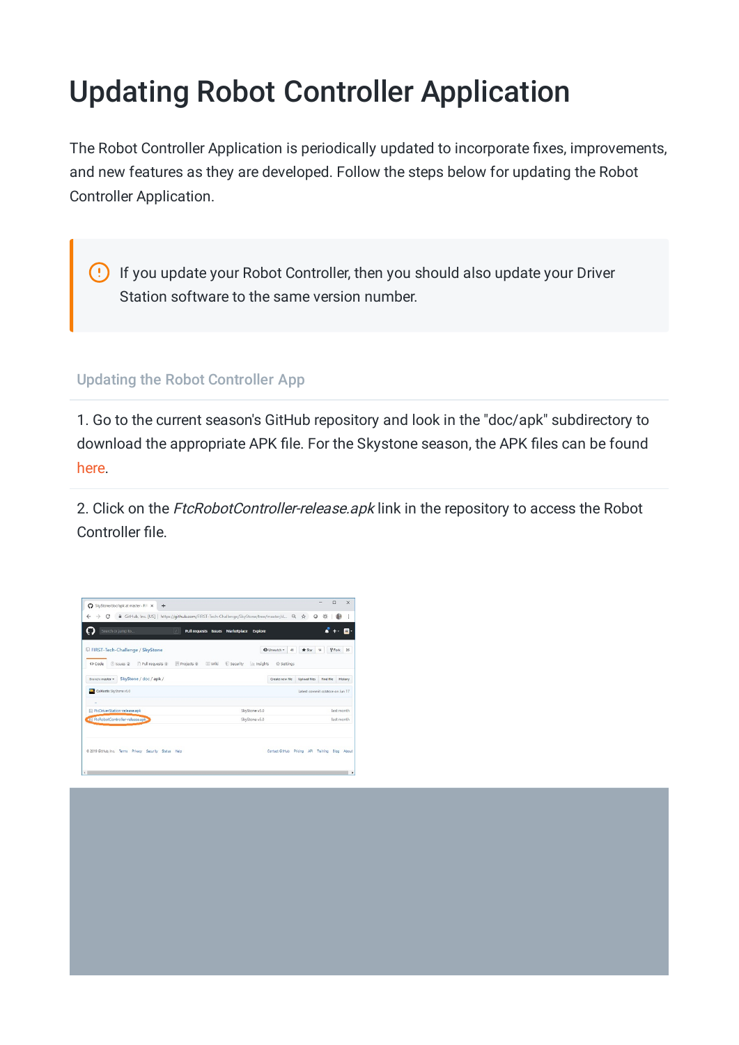# Updating Robot Controller Application

The Robot Controller Application is periodically updated to incorporate fixes, improvements, and new features as they are developed. Follow the steps below for updating the Robot Controller Application.

> If you update your Robot Controller, then you should also update your Driver Station software to the same version number.

## Updating the Robot Controller App

1. Go to the current season's GitHub repository and look in the "doc/apk" subdirectory to download the appropriate APK file. For the Skystone season, the APK files can be found here.

2. Click on the *FtcRobotController-release.apk* link in the repository to access the Robot Controller file.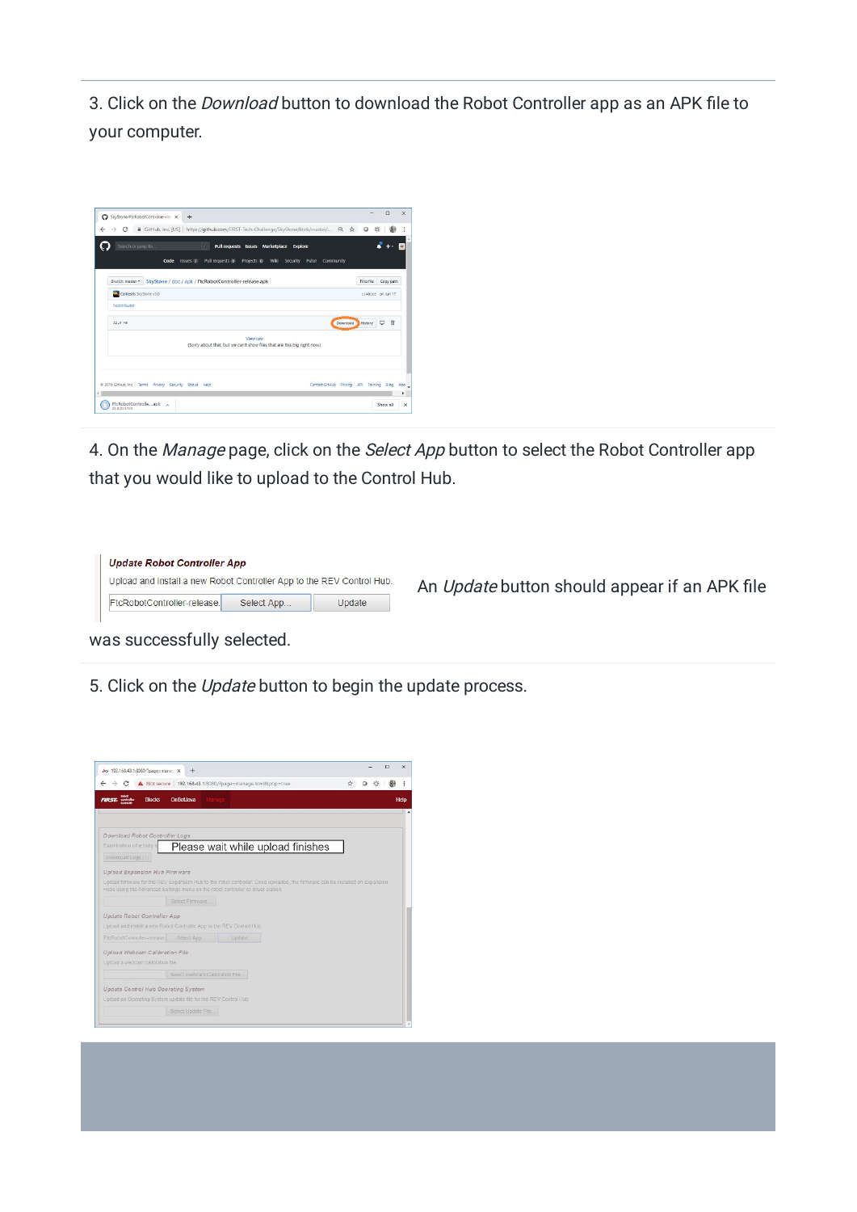3. Click on the *Download* button to download the Robot Controller app as an APK file to your computer.

4. On the *Manage* page, click on the *Select App* button to select the Robot Controller app that you would like to upload to the Control Hub.

**Update Robot Controller App**

Upload and install a new Robot Controller App to the REV Control Hub.

FtcRobotController-release. | Select App... | Update

An *Update* button should appear if an APK file was successfully selected.

5. Click on the *Update* button to begin the update process.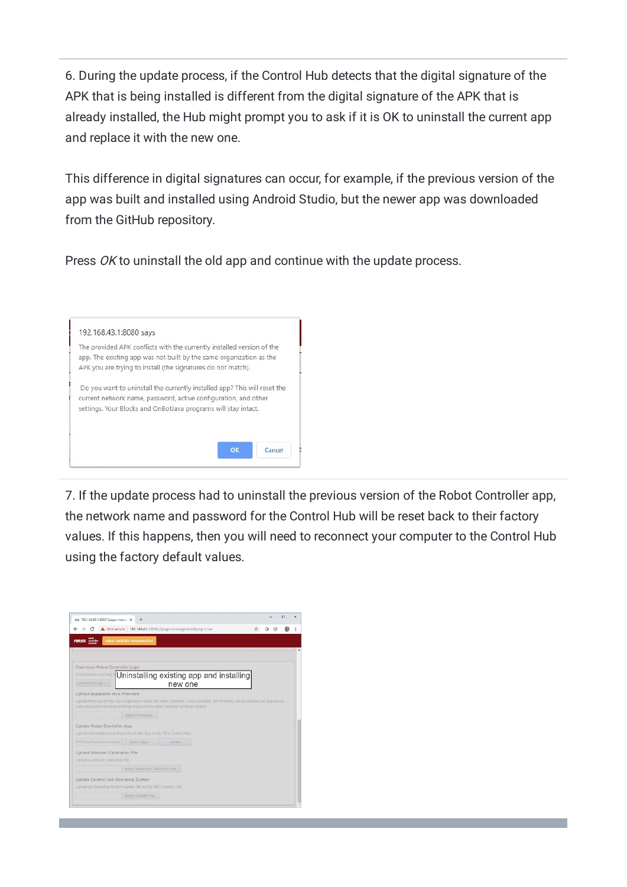6. During the update process, if the Control Hub detects that the digital signature of the APK that is being installed is different from the digital signature of the APK that is already installed, the Hub might prompt you to ask if it is OK to uninstall the current app and replace it with the new one.

This difference in digital signatures can occur, for example, if the previous version of the app was built and installed using Android Studio, but the newer app was downloaded from the GitHub repository.

Press *OK* to uninstall the old app and continue with the update process.

192.168.43.1:8080 says

The provided APK conflicts with the currently installed version of the app. The existing app was not built by the same organization as the APK you are trying to install (the signatures do not match).

Do you want to uninstall the currently installed app? This will reset the current network name, password, active configuration, and other settings. Your Blocks and OnBotJava programs will stay intact.

OK Cancel

7. If the update process had to uninstall the previous version of the Robot Controller app, the network name and password for the Control Hub will be reset back to their factory values. If this happens, then you will need to reconnect your computer to the Control Hub using the factory default values.

Uninstalling existing app and installing new one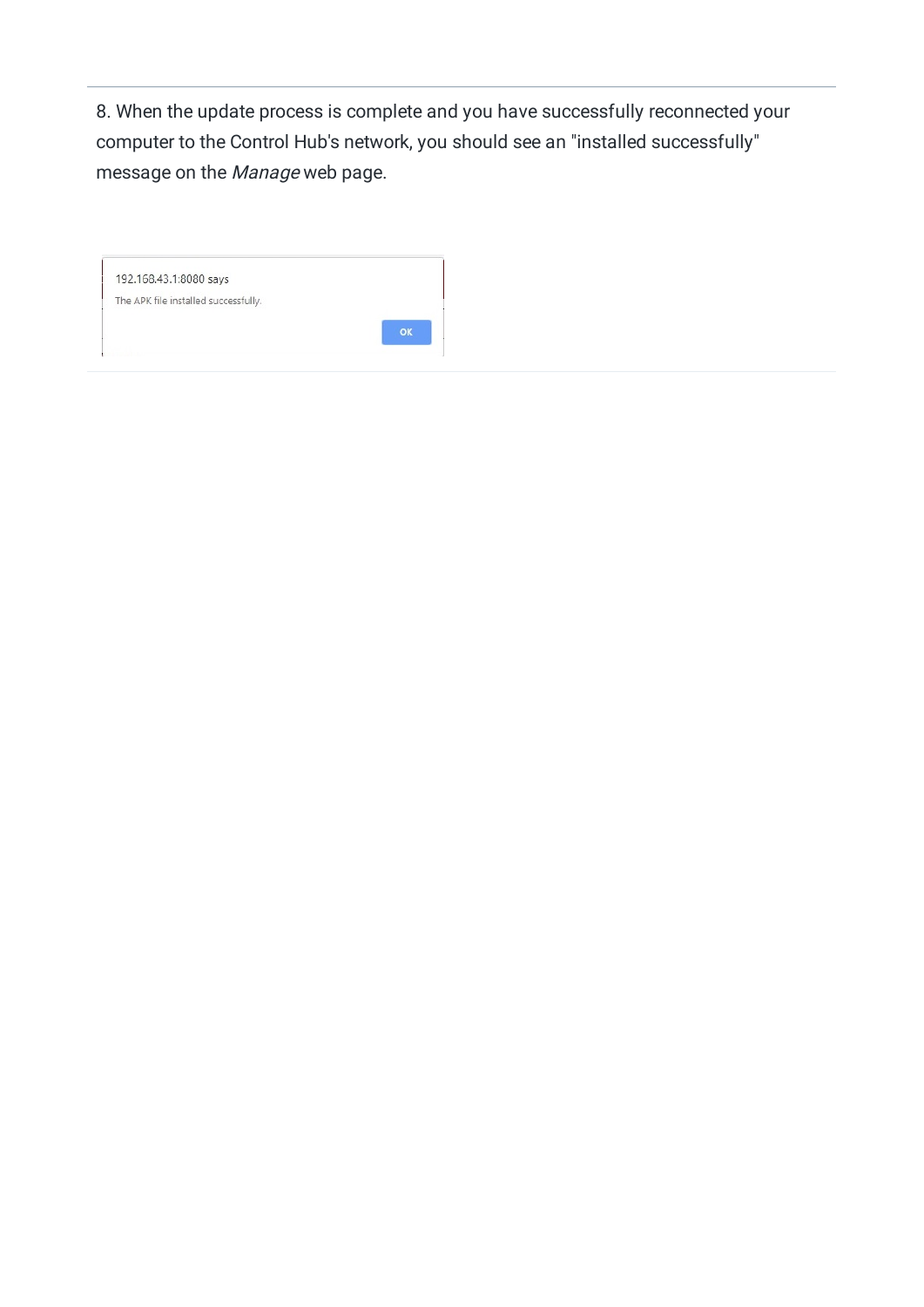8. When the update process is complete and you have successfully reconnected your computer to the Control Hub's network, you should see an "installed successfully" message on the *Manage* web page.

192.168.43.1:8080 says

The APK file installed successfully.

OK